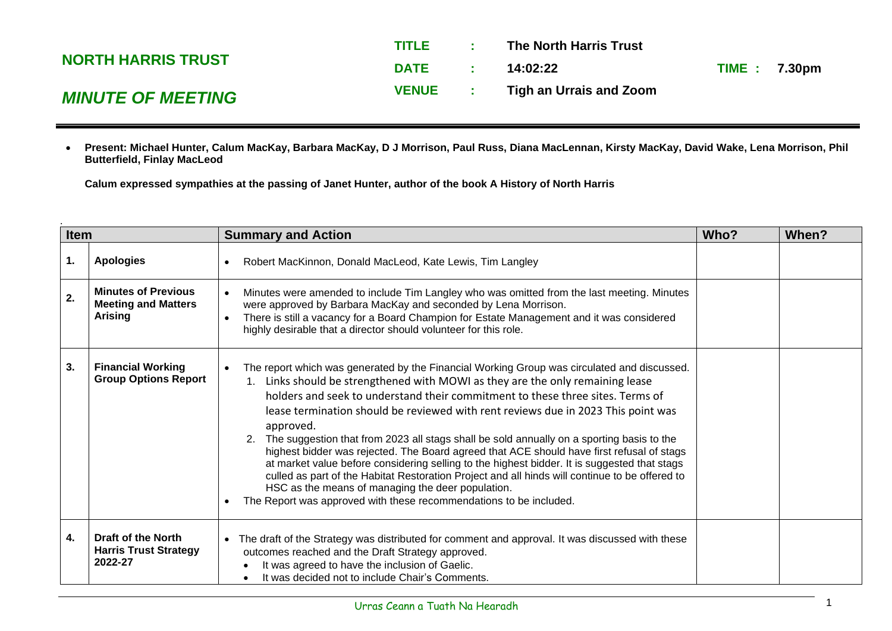**NORTH HARRIS TRUST**

***MINUTE OF MEETING***

| | | | | |
|---|---|---|---|---|
| **TITLE** | **:** | **The North Harris Trust** | | |
| **DATE** | **:** | **14:02:22** | **TIME :** | **7.30pm** |
| **VENUE** | **:** | **Tigh an Urrais and Zoom** | | |

- **Present: Michael Hunter, Calum MacKay, Barbara MacKay, D J Morrison, Paul Russ, Diana MacLennan, Kirsty MacKay, David Wake, Lena Morrison, Phil Butterfield, Finlay MacLeod**

**Calum expressed sympathies at the passing of Janet Hunter, author of the book A History of North Harris**

| Item | | Summary and Action | Who? | When? |
|---|---|---|---|---|
| **1.** | **Apologies** | • Robert MacKinnon, Donald MacLeod, Kate Lewis, Tim Langley | | |
| **2.** | **Minutes of Previous Meeting and Matters Arising** | • Minutes were amended to include Tim Langley who was omitted from the last meeting. Minutes were approved by Barbara MacKay and seconded by Lena Morrison.<br>• There is still a vacancy for a Board Champion for Estate Management and it was considered highly desirable that a director should volunteer for this role. | | |
| **3.** | **Financial Working Group Options Report** | • The report which was generated by the Financial Working Group was circulated and discussed.<br>1. Links should be strengthened with MOWI as they are the only remaining lease holders and seek to understand their commitment to these three sites. Terms of lease termination should be reviewed with rent reviews due in 2023 This point was approved.<br>2. The suggestion that from 2023 all stags shall be sold annually on a sporting basis to the highest bidder was rejected. The Board agreed that ACE should have first refusal of stags at market value before considering selling to the highest bidder. It is suggested that stags culled as part of the Habitat Restoration Project and all hinds will continue to be offered to HSC as the means of managing the deer population.<br>• The Report was approved with these recommendations to be included. | | |
| **4.** | **Draft of the North Harris Trust Strategy 2022-27** | • The draft of the Strategy was distributed for comment and approval. It was discussed with these outcomes reached and the Draft Strategy approved.<br>• It was agreed to have the inclusion of Gaelic.<br>• It was decided not to include Chair's Comments. | | |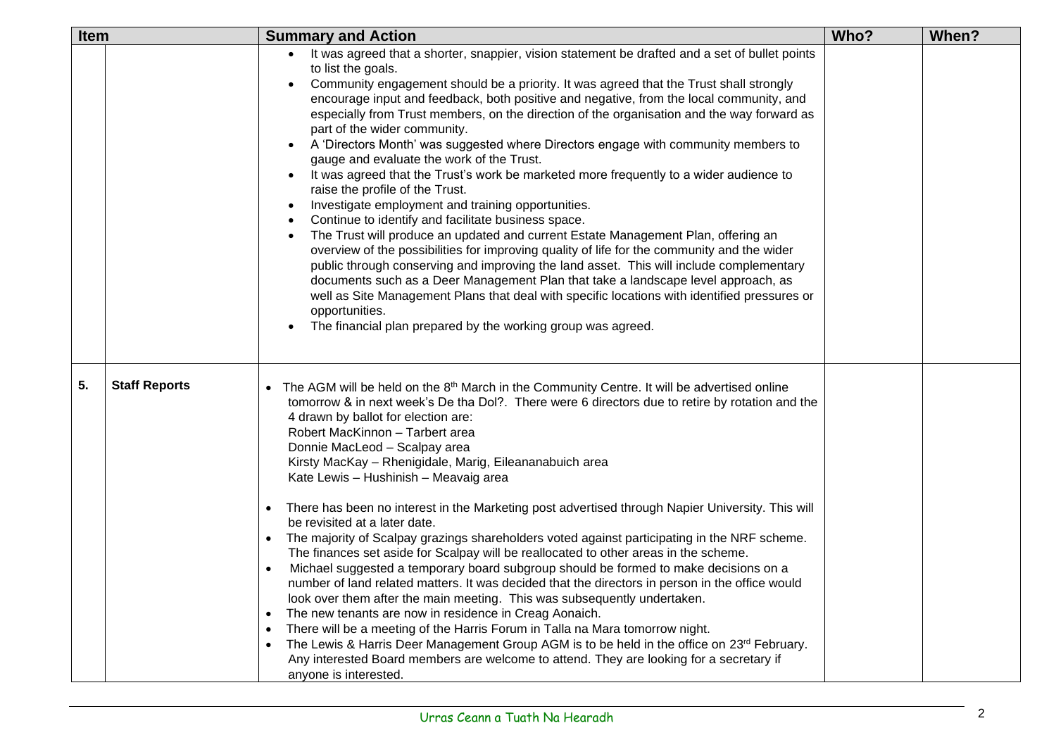| Item | | Summary and Action | Who? | When? |
|---|---|---|---|---|
| | | • It was agreed that a shorter, snappier, vision statement be drafted and a set of bullet points to list the goals.<br>• Community engagement should be a priority. It was agreed that the Trust shall strongly encourage input and feedback, both positive and negative, from the local community, and especially from Trust members, on the direction of the organisation and the way forward as part of the wider community.<br>• A 'Directors Month' was suggested where Directors engage with community members to gauge and evaluate the work of the Trust.<br>• It was agreed that the Trust's work be marketed more frequently to a wider audience to raise the profile of the Trust.<br>• Investigate employment and training opportunities.<br>• Continue to identify and facilitate business space.<br>• The Trust will produce an updated and current Estate Management Plan, offering an overview of the possibilities for improving quality of life for the community and the wider public through conserving and improving the land asset. This will include complementary documents such as a Deer Management Plan that take a landscape level approach, as well as Site Management Plans that deal with specific locations with identified pressures or opportunities.<br>• The financial plan prepared by the working group was agreed. | | |
| 5. | **Staff Reports** | • The AGM will be held on the 8th March in the Community Centre. It will be advertised online tomorrow & in next week's De tha Dol?. There were 6 directors due to retire by rotation and the 4 drawn by ballot for election are:<br>Robert MacKinnon – Tarbert area<br>Donnie MacLeod – Scalpay area<br>Kirsty MacKay – Rhenigidale, Marig, Eileananabuich area<br>Kate Lewis – Hushinish – Meavaig area<br><br>• There has been no interest in the Marketing post advertised through Napier University. This will be revisited at a later date.<br>• The majority of Scalpay grazings shareholders voted against participating in the NRF scheme. The finances set aside for Scalpay will be reallocated to other areas in the scheme.<br>• Michael suggested a temporary board subgroup should be formed to make decisions on a number of land related matters. It was decided that the directors in person in the office would look over them after the main meeting. This was subsequently undertaken.<br>• The new tenants are now in residence in Creag Aonaich.<br>• There will be a meeting of the Harris Forum in Talla na Mara tomorrow night.<br>• The Lewis & Harris Deer Management Group AGM is to be held in the office on 23rd February. Any interested Board members are welcome to attend. They are looking for a secretary if anyone is interested. | | |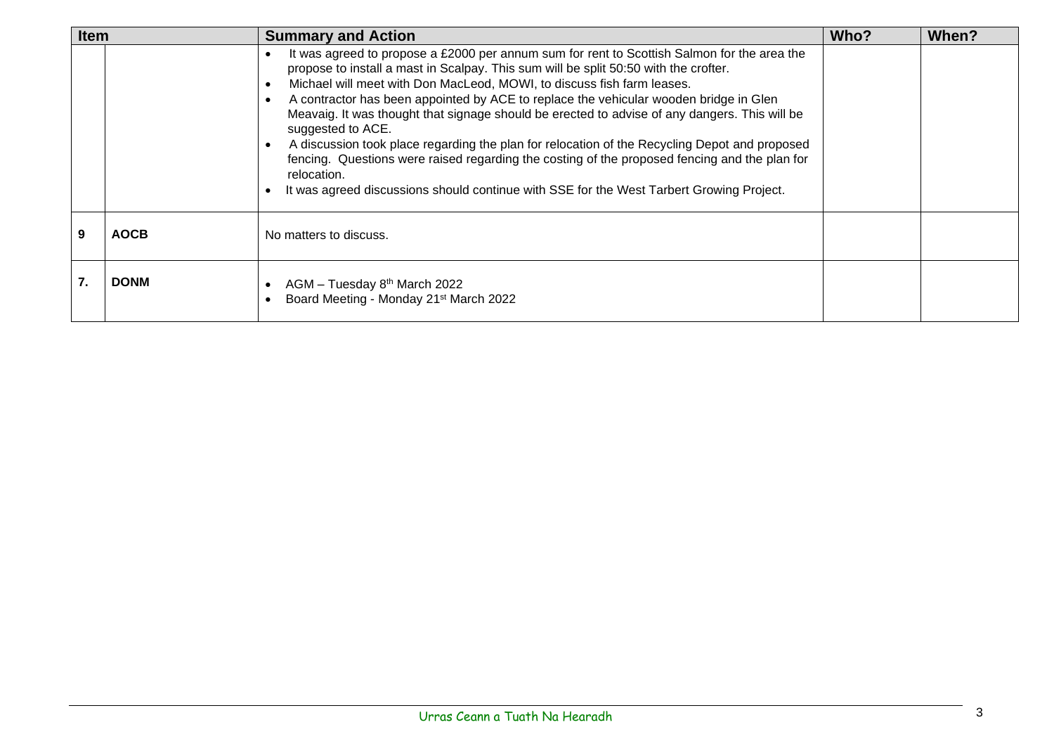| Item | | Summary and Action | Who? | When? |
|---|---|---|---|---|
| | | • It was agreed to propose a £2000 per annum sum for rent to Scottish Salmon for the area the propose to install a mast in Scalpay. This sum will be split 50:50 with the crofter.<br>• Michael will meet with Don MacLeod, MOWI, to discuss fish farm leases.<br>• A contractor has been appointed by ACE to replace the vehicular wooden bridge in Glen Meavaig. It was thought that signage should be erected to advise of any dangers. This will be suggested to ACE.<br>• A discussion took place regarding the plan for relocation of the Recycling Depot and proposed fencing. Questions were raised regarding the costing of the proposed fencing and the plan for relocation.<br>• It was agreed discussions should continue with SSE for the West Tarbert Growing Project. | | |
| 9 | **AOCB** | No matters to discuss. | | |
| 7. | **DONM** | • AGM – Tuesday 8th March 2022<br>• Board Meeting - Monday 21st March 2022 | | |